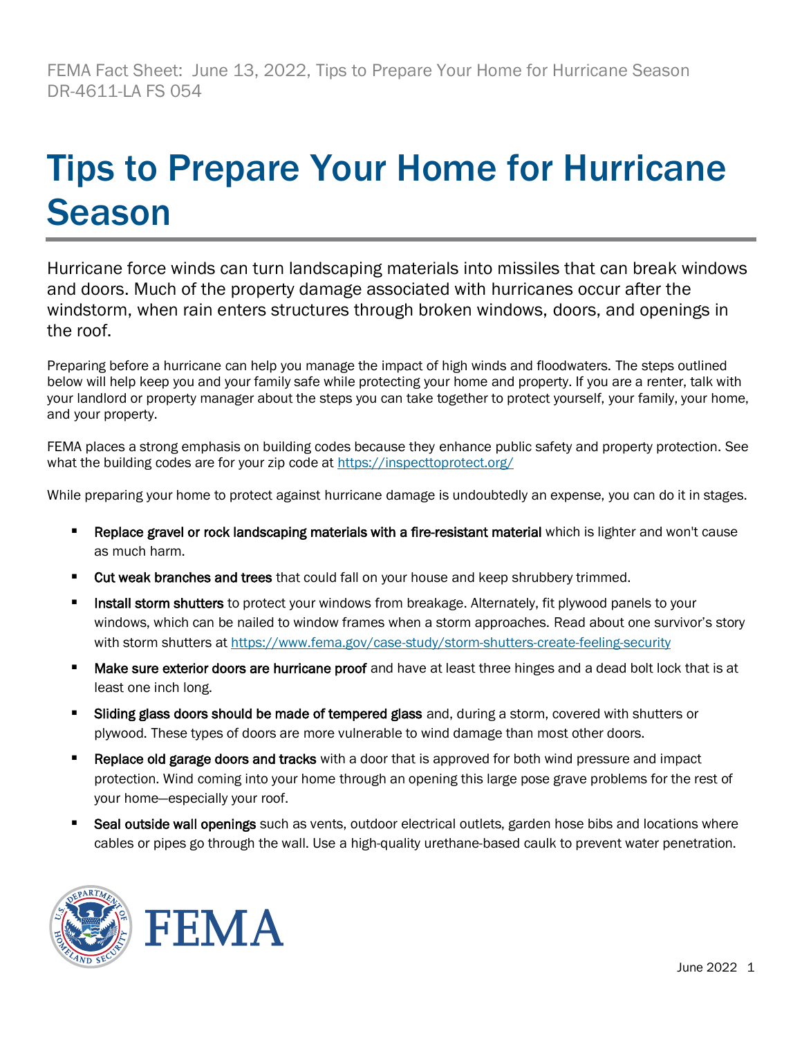FEMA Fact Sheet: June 13, 2022, Tips to Prepare Your Home for Hurricane Season DR-4611-LA FS 054

# Tips to Prepare Your Home for Hurricane Season

Hurricane force winds can turn landscaping materials into missiles that can break windows and doors. Much of the property damage associated with hurricanes occur after the windstorm, when rain enters structures through broken windows, doors, and openings in the roof.

Preparing before a hurricane can help you manage the impact of high winds and floodwaters. The steps outlined below will help keep you and your family safe while protecting your home and property. If you are a renter, talk with your landlord or property manager about the steps you can take together to protect yourself, your family, your home, and your property.

FEMA places a strong emphasis on building codes because they enhance public safety and property protection. See what the building codes are for your zip code at https://inspecttoprotect.org/

While preparing your home to protect against hurricane damage is undoubtedly an expense, you can do it in stages.

- **Replace gravel or rock landscaping materials with a fire-resistant material** which is lighter and won't cause as much harm.
- **Cut weak branches and trees** that could fall on your house and keep shrubbery trimmed.
- **Install storm shutters** to protect your windows from breakage. Alternately, fit plywood panels to your windows, which can be nailed to window frames when a storm approaches. Read about one survivor's story with storm shutters at https://www.fema.gov/case-study/storm-shutters-create-feeling-security
- **Make sure exterior doors are hurricane proof** and have at least three hinges and a dead bolt lock that is at least one inch long.
- **Sliding glass doors should be made of tempered glass** and, during a storm, covered with shutters or plywood. These types of doors are more vulnerable to wind damage than most other doors.
- **Replace old garage doors and tracks** with a door that is approved for both wind pressure and impact protection. Wind coming into your home through an opening this large pose grave problems for the rest of your home—especially your roof.
- **Seal outside wall openings** such as vents, outdoor electrical outlets, garden hose bibs and locations where cables or pipes go through the wall. Use a high-quality urethane-based caulk to prevent water penetration.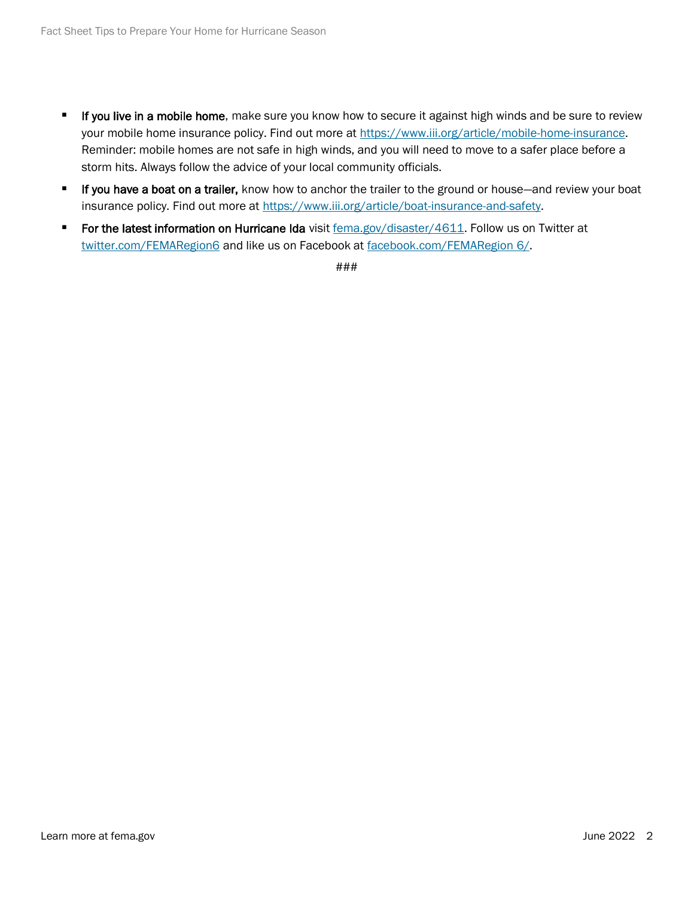- **If you live in a mobile home**, make sure you know how to secure it against high winds and be sure to review your mobile home insurance policy. Find out more at [https://www.iii.org/article/mobile-home-insurance](https://www.iii.org/article/mobile-home-insurance). Reminder: mobile homes are not safe in high winds, and you will need to move to a safer place before a storm hits. Always follow the advice of your local community officials.
- **If you have a boat on a trailer,** know how to anchor the trailer to the ground or house—and review your boat insurance policy. Find out more at [https://www.iii.org/article/boat-insurance-and-safety](https://www.iii.org/article/boat-insurance-and-safety).
- **For the latest information on Hurricane Ida** visit [fema.gov/disaster/4611](fema.gov/disaster/4611). Follow us on Twitter at [twitter.com/FEMARegion6](twitter.com/FEMARegion6) and like us on Facebook at [facebook.com/FEMARegion 6/](facebook.com/FEMARegion6/).

###